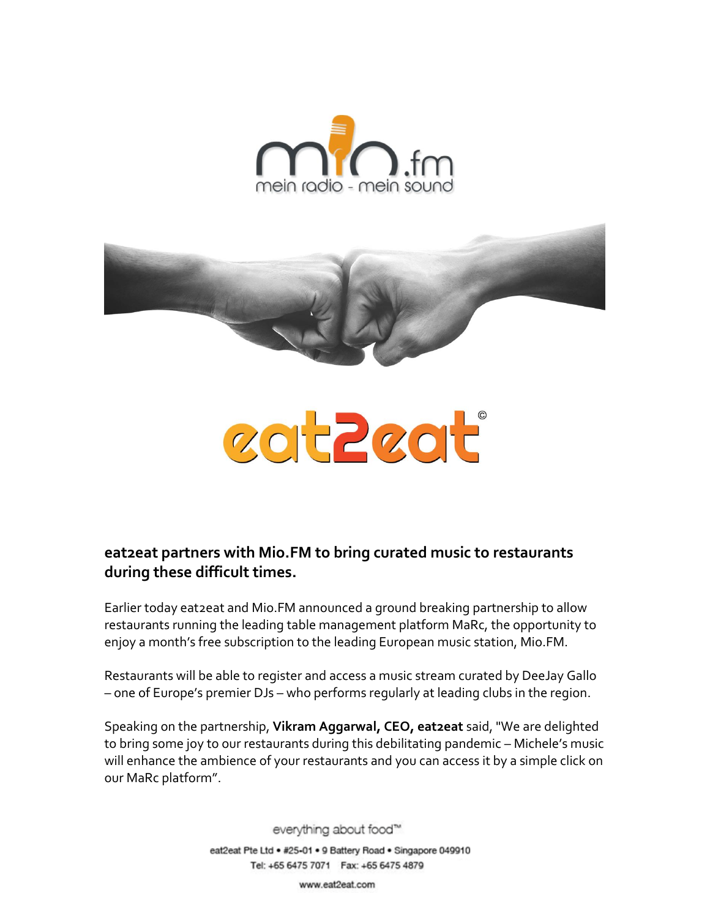## eat2eat partners with Mio.FM to bring curated music to restaurants during these difficult times.

Earlier today eat2eat and Mio.FM announced a ground breaking partnership to allow restaurants running the leading table management platform MaRc, the opportunity to enjoy a month's free subscription to the leading European music station, Mio.FM.

Restaurants will be able to register and access a music stream curated by DeeJay Gallo – one of Europe's premier DJs – who performs regularly at leading clubs in the region.

Speaking on the partnership, **Vikram Aggarwal, CEO, eat2eat** said, "We are delighted to bring some joy to our restaurants during this debilitating pandemic – Michele's music will enhance the ambience of your restaurants and you can access it by a simple click on our MaRc platform".

everything about food™

eat2eat Pte Ltd • #25-01 • 9 Battery Road • Singapore 049910
Tel: +65 6475 7071 Fax: +65 6475 4879
www.eat2eat.com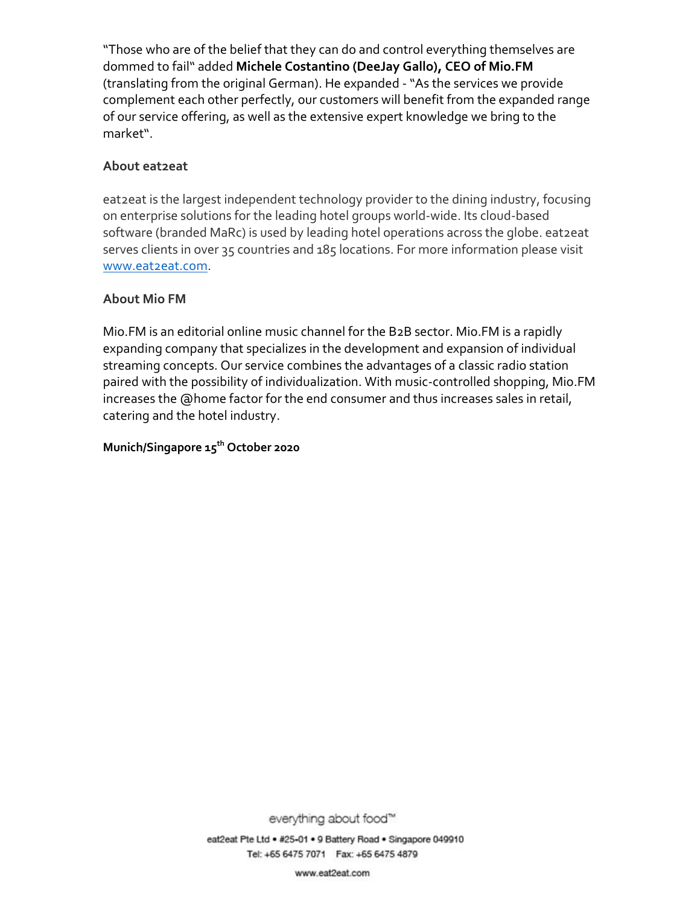"Those who are of the belief that they can do and control everything themselves are dommed to fail" added **Michele Costantino (DeeJay Gallo), CEO of Mio.FM** (translating from the original German). He expanded - "As the services we provide complement each other perfectly, our customers will benefit from the expanded range of our service offering, as well as the extensive expert knowledge we bring to the market".

**About eat2eat**

eat2eat is the largest independent technology provider to the dining industry, focusing on enterprise solutions for the leading hotel groups world-wide. Its cloud-based software (branded MaRc) is used by leading hotel operations across the globe. eat2eat serves clients in over 35 countries and 185 locations. For more information please visit [www.eat2eat.com](http://www.eat2eat.com).

**About Mio FM**

Mio.FM is an editorial online music channel for the B2B sector. Mio.FM is a rapidly expanding company that specializes in the development and expansion of individual streaming concepts. Our service combines the advantages of a classic radio station paired with the possibility of individualization. With music-controlled shopping, Mio.FM increases the @home factor for the end consumer and thus increases sales in retail, catering and the hotel industry.

**Munich/Singapore 15th October 2020**

everything about food™

eat2eat Pte Ltd • #25-01 • 9 Battery Road • Singapore 049910
Tel: +65 6475 7071 Fax: +65 6475 4879

www.eat2eat.com